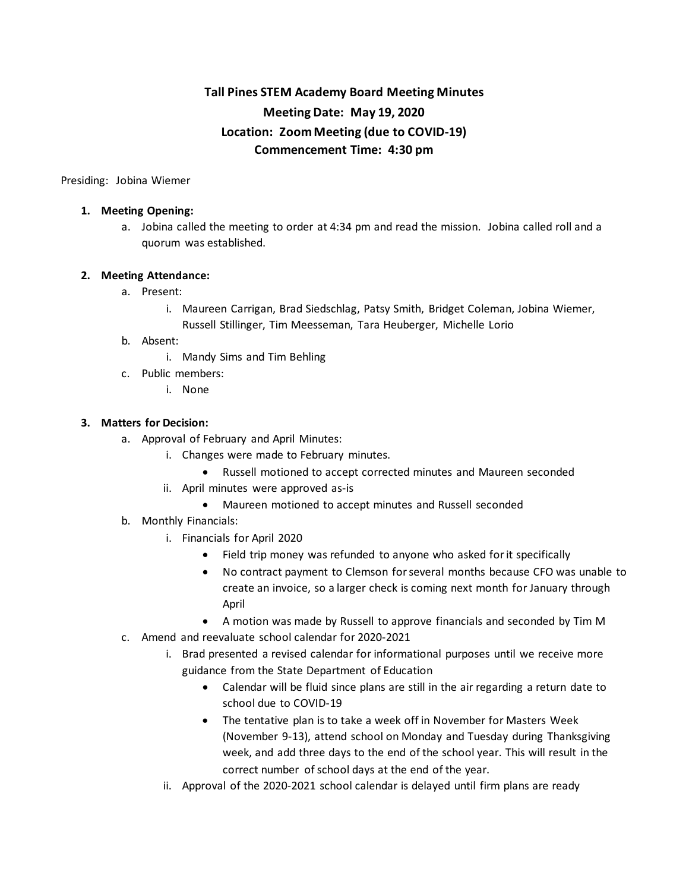# Tall Pines STEM Academy Board Meeting Minutes
## Meeting Date: May 19, 2020
## Location: Zoom Meeting (due to COVID-19)
## Commencement Time: 4:30 pm

Presiding: Jobina Wiemer

1. **Meeting Opening:**
   a. Jobina called the meeting to order at 4:34 pm and read the mission. Jobina called roll and a quorum was established.

2. **Meeting Attendance:**
   a. Present:
      i. Maureen Carrigan, Brad Siedschlag, Patsy Smith, Bridget Coleman, Jobina Wiemer, Russell Stillinger, Tim Meesseman, Tara Heuberger, Michelle Lorio
   b. Absent:
      i. Mandy Sims and Tim Behling
   c. Public members:
      i. None

3. **Matters for Decision:**
   a. Approval of February and April Minutes:
      i. Changes were made to February minutes.
         - Russell motioned to accept corrected minutes and Maureen seconded
      ii. April minutes were approved as-is
         - Maureen motioned to accept minutes and Russell seconded
   b. Monthly Financials:
      i. Financials for April 2020
         - Field trip money was refunded to anyone who asked for it specifically
         - No contract payment to Clemson for several months because CFO was unable to create an invoice, so a larger check is coming next month for January through April
         - A motion was made by Russell to approve financials and seconded by Tim M
   c. Amend and reevaluate school calendar for 2020-2021
      i. Brad presented a revised calendar for informational purposes until we receive more guidance from the State Department of Education
         - Calendar will be fluid since plans are still in the air regarding a return date to school due to COVID-19
         - The tentative plan is to take a week off in November for Masters Week (November 9-13), attend school on Monday and Tuesday during Thanksgiving week, and add three days to the end of the school year. This will result in the correct number of school days at the end of the year.
      ii. Approval of the 2020-2021 school calendar is delayed until firm plans are ready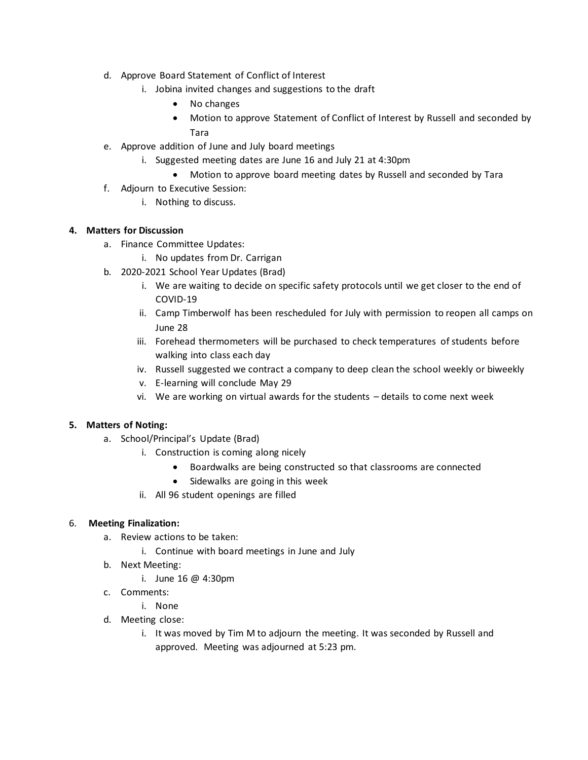d. Approve Board Statement of Conflict of Interest
   i. Jobina invited changes and suggestions to the draft
      - No changes
      - Motion to approve Statement of Conflict of Interest by Russell and seconded by Tara

e. Approve addition of June and July board meetings
   i. Suggested meeting dates are June 16 and July 21 at 4:30pm
      - Motion to approve board meeting dates by Russell and seconded by Tara

f. Adjourn to Executive Session:
   i. Nothing to discuss.

**4. Matters for Discussion**

a. Finance Committee Updates:
   i. No updates from Dr. Carrigan

b. 2020-2021 School Year Updates (Brad)
   i. We are waiting to decide on specific safety protocols until we get closer to the end of COVID-19
   ii. Camp Timberwolf has been rescheduled for July with permission to reopen all camps on June 28
   iii. Forehead thermometers will be purchased to check temperatures of students before walking into class each day
   iv. Russell suggested we contract a company to deep clean the school weekly or biweekly
   v. E-learning will conclude May 29
   vi. We are working on virtual awards for the students – details to come next week

**5. Matters of Noting:**

a. School/Principal's Update (Brad)
   i. Construction is coming along nicely
      - Boardwalks are being constructed so that classrooms are connected
      - Sidewalks are going in this week
   ii. All 96 student openings are filled

**6. Meeting Finalization:**

a. Review actions to be taken:
   i. Continue with board meetings in June and July

b. Next Meeting:
   i. June 16 @ 4:30pm

c. Comments:
   i. None

d. Meeting close:
   i. It was moved by Tim M to adjourn the meeting. It was seconded by Russell and approved. Meeting was adjourned at 5:23 pm.